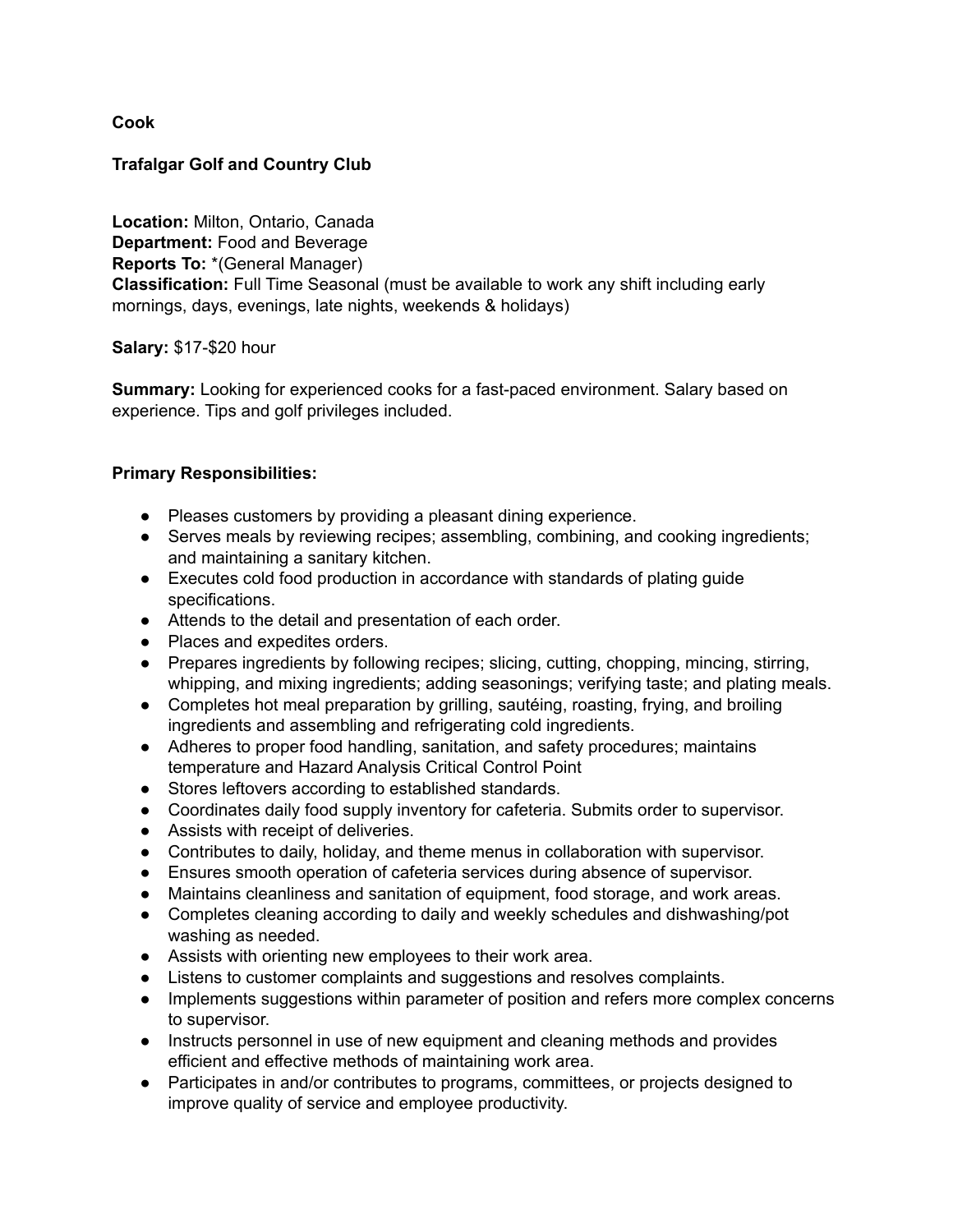**Cook**

**Trafalgar Golf and Country Club**

**Location:** Milton, Ontario, Canada
**Department:** Food and Beverage
**Reports To:** *(General Manager)
**Classification:** Full Time Seasonal (must be available to work any shift including early mornings, days, evenings, late nights, weekends & holidays)

**Salary:** $17-$20 hour

**Summary:** Looking for experienced cooks for a fast-paced environment. Salary based on experience. Tips and golf privileges included.

**Primary Responsibilities:**

- Pleases customers by providing a pleasant dining experience.
- Serves meals by reviewing recipes; assembling, combining, and cooking ingredients; and maintaining a sanitary kitchen.
- Executes cold food production in accordance with standards of plating guide specifications.
- Attends to the detail and presentation of each order.
- Places and expedites orders.
- Prepares ingredients by following recipes; slicing, cutting, chopping, mincing, stirring, whipping, and mixing ingredients; adding seasonings; verifying taste; and plating meals.
- Completes hot meal preparation by grilling, sautéing, roasting, frying, and broiling ingredients and assembling and refrigerating cold ingredients.
- Adheres to proper food handling, sanitation, and safety procedures; maintains temperature and Hazard Analysis Critical Control Point
- Stores leftovers according to established standards.
- Coordinates daily food supply inventory for cafeteria. Submits order to supervisor.
- Assists with receipt of deliveries.
- Contributes to daily, holiday, and theme menus in collaboration with supervisor.
- Ensures smooth operation of cafeteria services during absence of supervisor.
- Maintains cleanliness and sanitation of equipment, food storage, and work areas.
- Completes cleaning according to daily and weekly schedules and dishwashing/pot washing as needed.
- Assists with orienting new employees to their work area.
- Listens to customer complaints and suggestions and resolves complaints.
- Implements suggestions within parameter of position and refers more complex concerns to supervisor.
- Instructs personnel in use of new equipment and cleaning methods and provides efficient and effective methods of maintaining work area.
- Participates in and/or contributes to programs, committees, or projects designed to improve quality of service and employee productivity.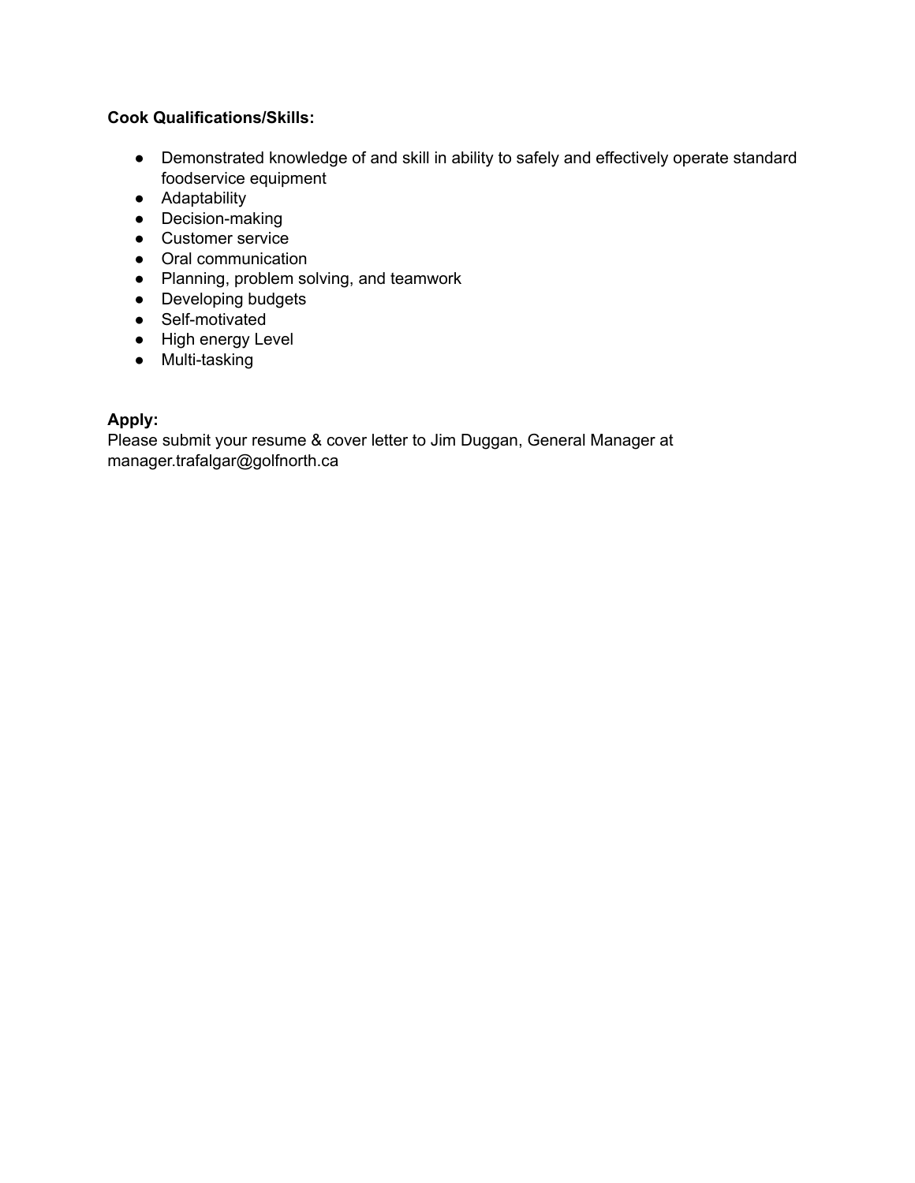**Cook Qualifications/Skills:**

- Demonstrated knowledge of and skill in ability to safely and effectively operate standard foodservice equipment
- Adaptability
- Decision-making
- Customer service
- Oral communication
- Planning, problem solving, and teamwork
- Developing budgets
- Self-motivated
- High energy Level
- Multi-tasking

**Apply:**
Please submit your resume & cover letter to Jim Duggan, General Manager at manager.trafalgar@golfnorth.ca